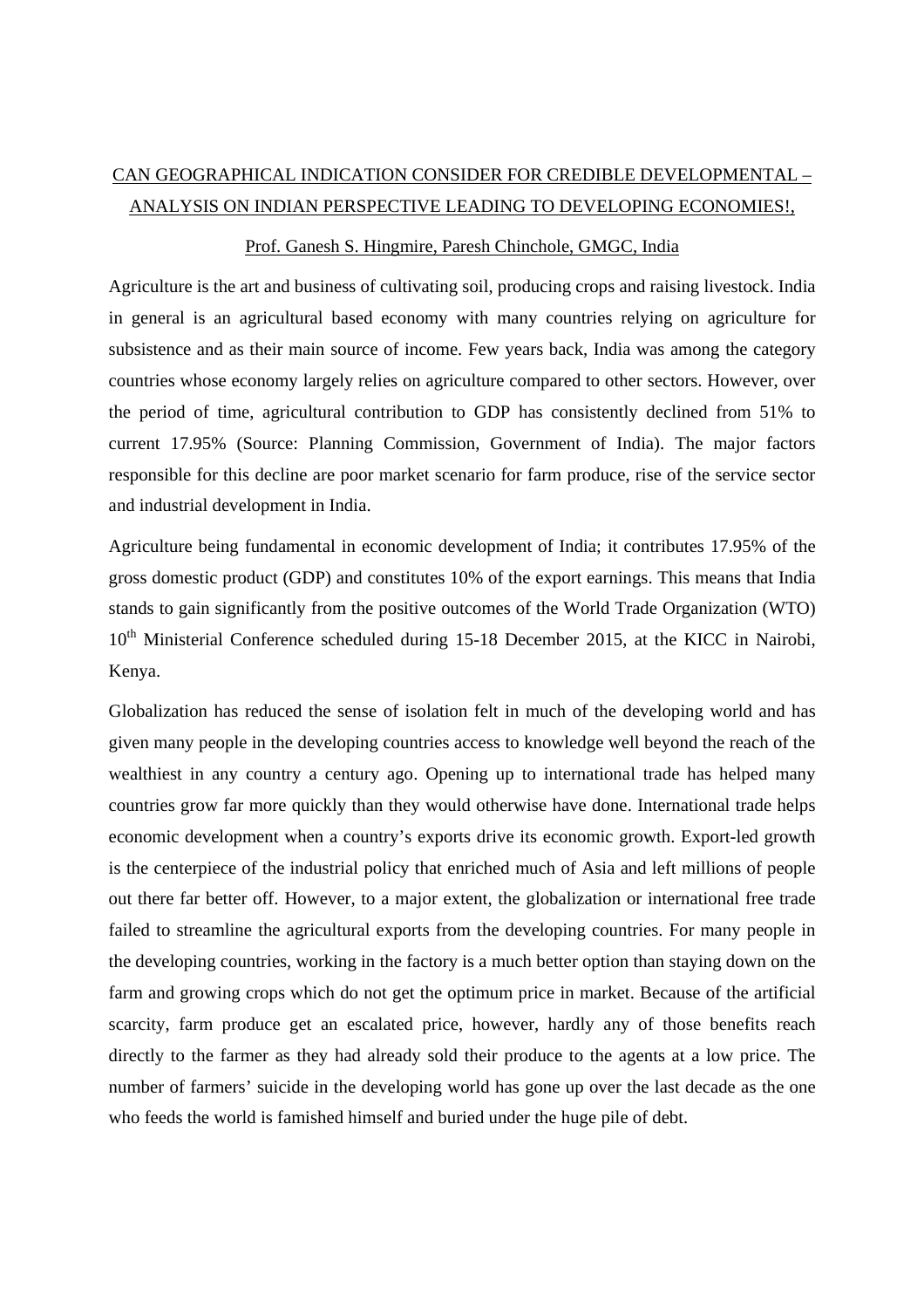# CAN GEOGRAPHICAL INDICATION CONSIDER FOR CREDIBLE DEVELOPMENTAL – ANALYSIS ON INDIAN PERSPECTIVE LEADING TO DEVELOPING ECONOMIES!,

Prof. Ganesh S. Hingmire, Paresh Chinchole, GMGC, India

Agriculture is the art and business of cultivating soil, producing crops and raising livestock. India in general is an agricultural based economy with many countries relying on agriculture for subsistence and as their main source of income. Few years back, India was among the category countries whose economy largely relies on agriculture compared to other sectors. However, over the period of time, agricultural contribution to GDP has consistently declined from 51% to current 17.95% (Source: Planning Commission, Government of India). The major factors responsible for this decline are poor market scenario for farm produce, rise of the service sector and industrial development in India.

Agriculture being fundamental in economic development of India; it contributes 17.95% of the gross domestic product (GDP) and constitutes 10% of the export earnings. This means that India stands to gain significantly from the positive outcomes of the World Trade Organization (WTO) 10th Ministerial Conference scheduled during 15-18 December 2015, at the KICC in Nairobi, Kenya.

Globalization has reduced the sense of isolation felt in much of the developing world and has given many people in the developing countries access to knowledge well beyond the reach of the wealthiest in any country a century ago. Opening up to international trade has helped many countries grow far more quickly than they would otherwise have done. International trade helps economic development when a country's exports drive its economic growth. Export-led growth is the centerpiece of the industrial policy that enriched much of Asia and left millions of people out there far better off. However, to a major extent, the globalization or international free trade failed to streamline the agricultural exports from the developing countries. For many people in the developing countries, working in the factory is a much better option than staying down on the farm and growing crops which do not get the optimum price in market. Because of the artificial scarcity, farm produce get an escalated price, however, hardly any of those benefits reach directly to the farmer as they had already sold their produce to the agents at a low price. The number of farmers' suicide in the developing world has gone up over the last decade as the one who feeds the world is famished himself and buried under the huge pile of debt.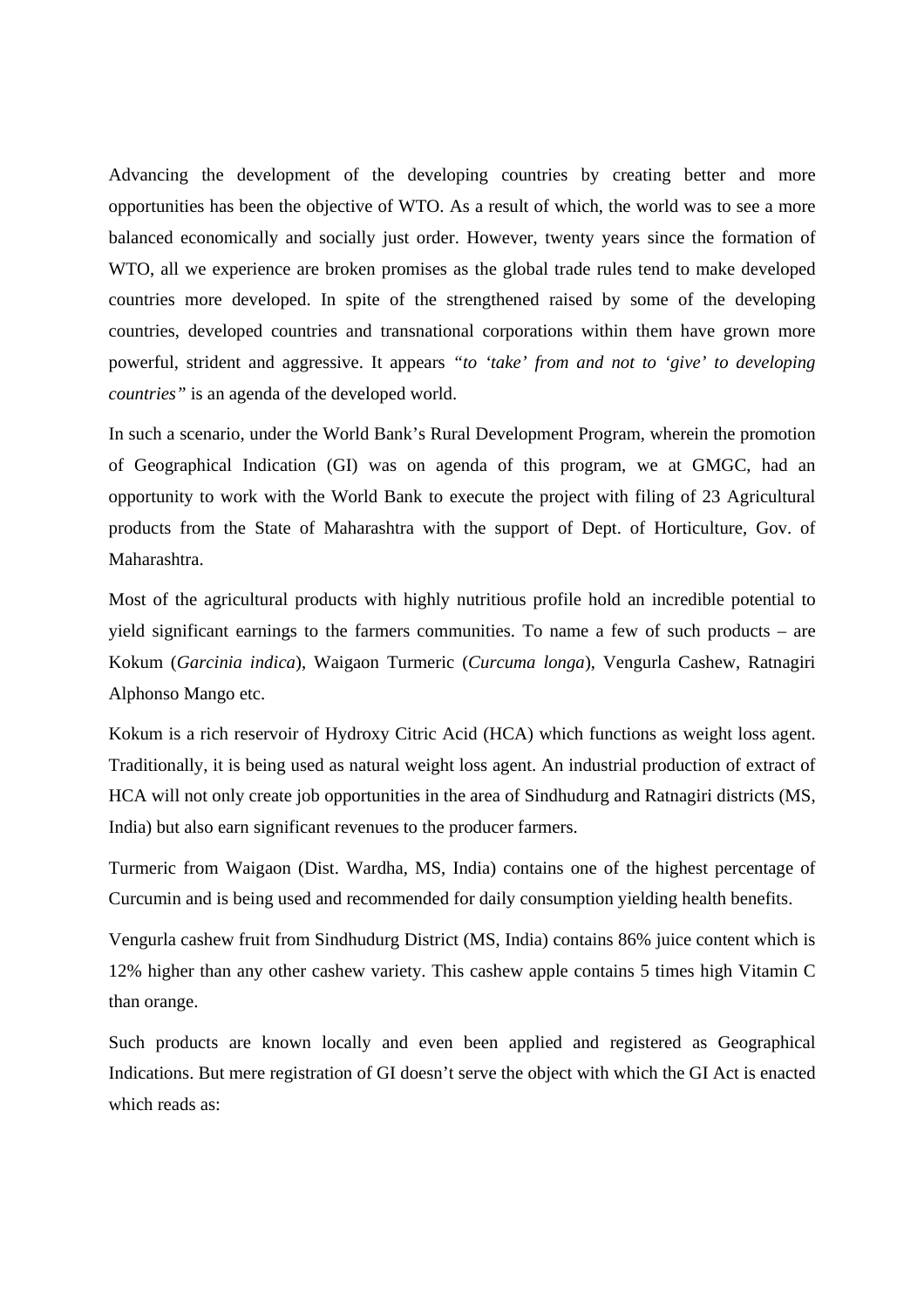Advancing the development of the developing countries by creating better and more opportunities has been the objective of WTO. As a result of which, the world was to see a more balanced economically and socially just order. However, twenty years since the formation of WTO, all we experience are broken promises as the global trade rules tend to make developed countries more developed. In spite of the strengthened raised by some of the developing countries, developed countries and transnational corporations within them have grown more powerful, strident and aggressive. It appears *"to 'take' from and not to 'give' to developing countries"* is an agenda of the developed world.

In such a scenario, under the World Bank's Rural Development Program, wherein the promotion of Geographical Indication (GI) was on agenda of this program, we at GMGC, had an opportunity to work with the World Bank to execute the project with filing of 23 Agricultural products from the State of Maharashtra with the support of Dept. of Horticulture, Gov. of Maharashtra.

Most of the agricultural products with highly nutritious profile hold an incredible potential to yield significant earnings to the farmers communities. To name a few of such products – are Kokum (*Garcinia indica*), Waigaon Turmeric (*Curcuma longa*), Vengurla Cashew, Ratnagiri Alphonso Mango etc.

Kokum is a rich reservoir of Hydroxy Citric Acid (HCA) which functions as weight loss agent. Traditionally, it is being used as natural weight loss agent. An industrial production of extract of HCA will not only create job opportunities in the area of Sindhudurg and Ratnagiri districts (MS, India) but also earn significant revenues to the producer farmers.

Turmeric from Waigaon (Dist. Wardha, MS, India) contains one of the highest percentage of Curcumin and is being used and recommended for daily consumption yielding health benefits.

Vengurla cashew fruit from Sindhudurg District (MS, India) contains 86% juice content which is 12% higher than any other cashew variety. This cashew apple contains 5 times high Vitamin C than orange.

Such products are known locally and even been applied and registered as Geographical Indications. But mere registration of GI doesn't serve the object with which the GI Act is enacted which reads as: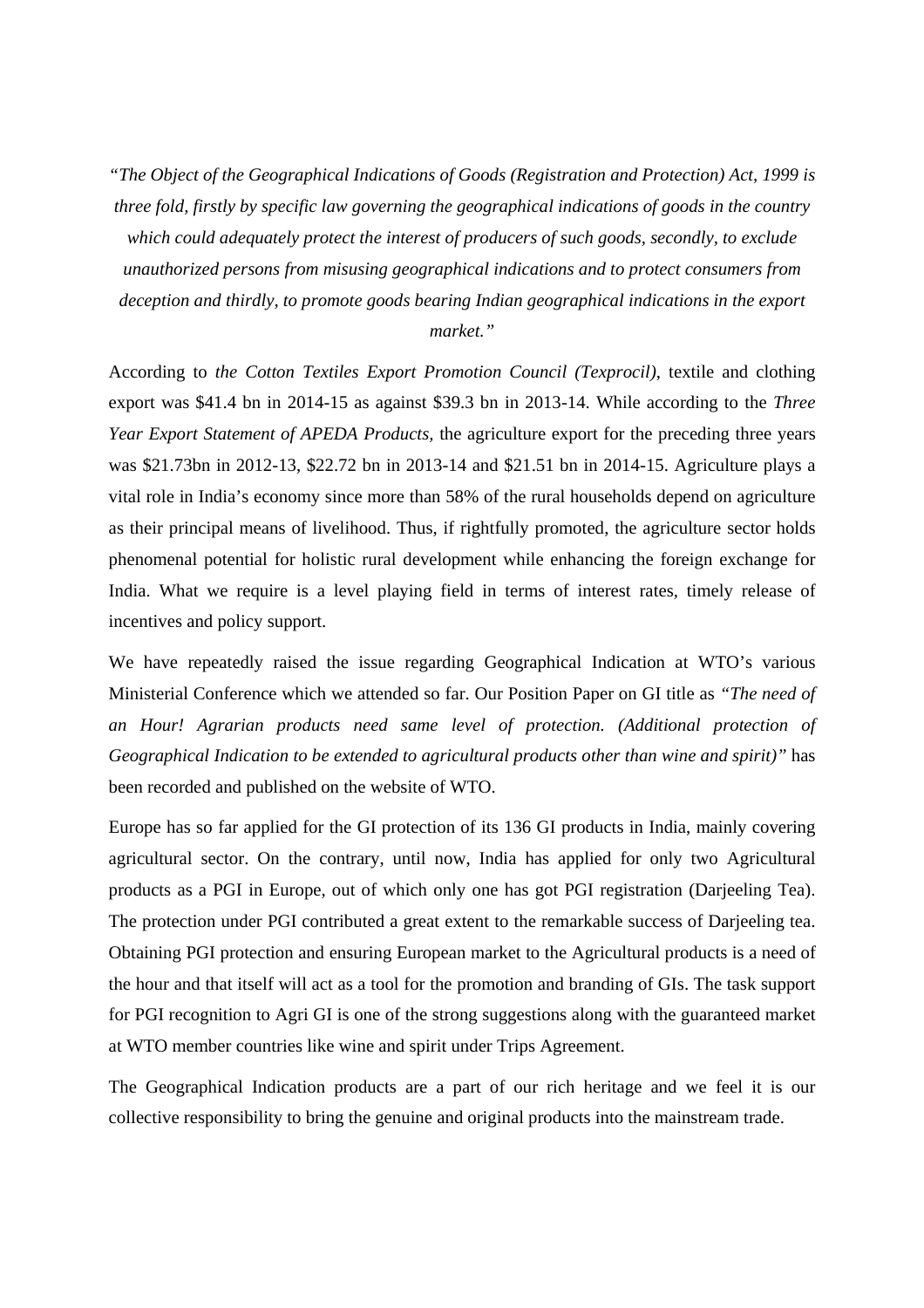*"The Object of the Geographical Indications of Goods (Registration and Protection) Act, 1999 is three fold, firstly by specific law governing the geographical indications of goods in the country which could adequately protect the interest of producers of such goods, secondly, to exclude unauthorized persons from misusing geographical indications and to protect consumers from deception and thirdly, to promote goods bearing Indian geographical indications in the export market."*

According to *the Cotton Textiles Export Promotion Council (Texprocil)*, textile and clothing export was $41.4 bn in 2014-15 as against $39.3 bn in 2013-14. While according to the *Three Year Export Statement of APEDA Products,* the agriculture export for the preceding three years was $21.73bn in 2012-13, $22.72 bn in 2013-14 and $21.51 bn in 2014-15. Agriculture plays a vital role in India's economy since more than 58% of the rural households depend on agriculture as their principal means of livelihood. Thus, if rightfully promoted, the agriculture sector holds phenomenal potential for holistic rural development while enhancing the foreign exchange for India. What we require is a level playing field in terms of interest rates, timely release of incentives and policy support.

We have repeatedly raised the issue regarding Geographical Indication at WTO's various Ministerial Conference which we attended so far. Our Position Paper on GI title as *"The need of an Hour! Agrarian products need same level of protection. (Additional protection of Geographical Indication to be extended to agricultural products other than wine and spirit)"* has been recorded and published on the website of WTO.

Europe has so far applied for the GI protection of its 136 GI products in India, mainly covering agricultural sector. On the contrary, until now, India has applied for only two Agricultural products as a PGI in Europe, out of which only one has got PGI registration (Darjeeling Tea). The protection under PGI contributed a great extent to the remarkable success of Darjeeling tea. Obtaining PGI protection and ensuring European market to the Agricultural products is a need of the hour and that itself will act as a tool for the promotion and branding of GIs. The task support for PGI recognition to Agri GI is one of the strong suggestions along with the guaranteed market at WTO member countries like wine and spirit under Trips Agreement.

The Geographical Indication products are a part of our rich heritage and we feel it is our collective responsibility to bring the genuine and original products into the mainstream trade.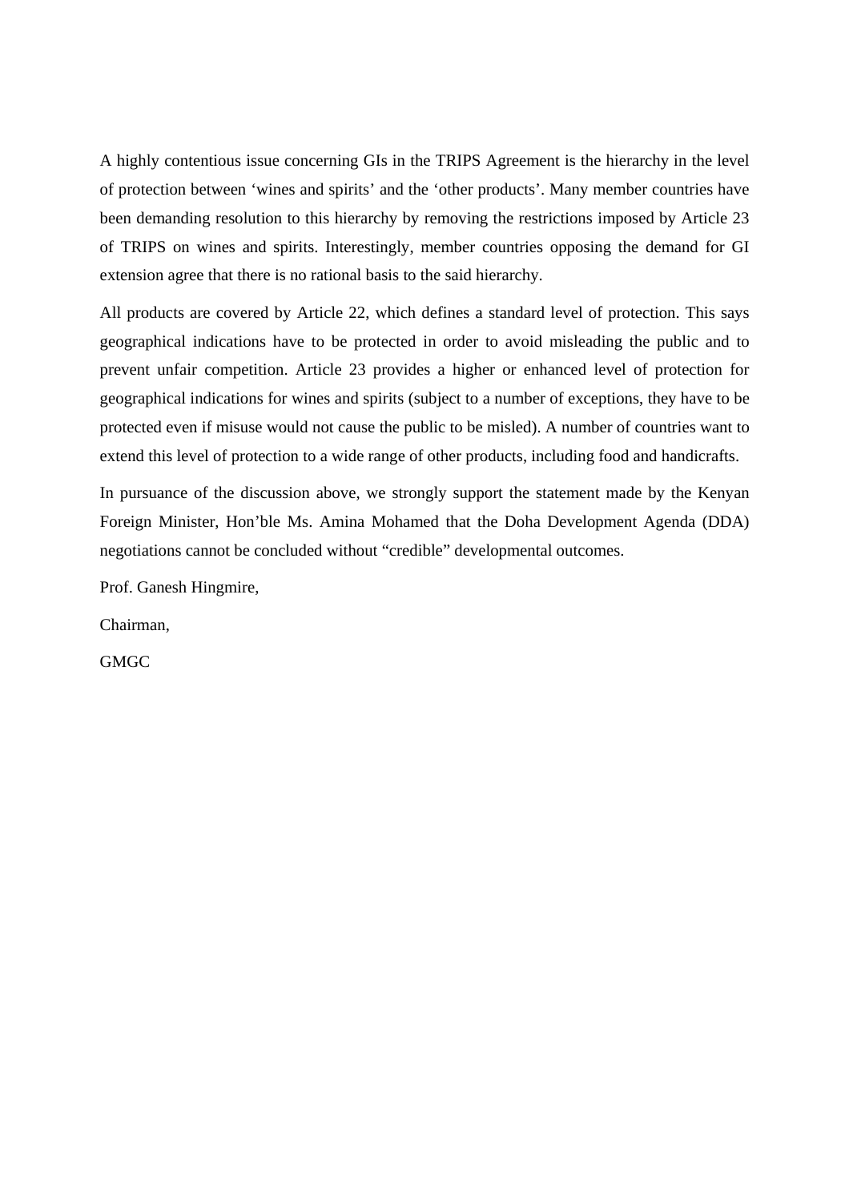A highly contentious issue concerning GIs in the TRIPS Agreement is the hierarchy in the level of protection between 'wines and spirits' and the 'other products'. Many member countries have been demanding resolution to this hierarchy by removing the restrictions imposed by Article 23 of TRIPS on wines and spirits. Interestingly, member countries opposing the demand for GI extension agree that there is no rational basis to the said hierarchy.

All products are covered by Article 22, which defines a standard level of protection. This says geographical indications have to be protected in order to avoid misleading the public and to prevent unfair competition. Article 23 provides a higher or enhanced level of protection for geographical indications for wines and spirits (subject to a number of exceptions, they have to be protected even if misuse would not cause the public to be misled). A number of countries want to extend this level of protection to a wide range of other products, including food and handicrafts.

In pursuance of the discussion above, we strongly support the statement made by the Kenyan Foreign Minister, Hon'ble Ms. Amina Mohamed that the Doha Development Agenda (DDA) negotiations cannot be concluded without "credible" developmental outcomes.

Prof. Ganesh Hingmire,

Chairman,

GMGC